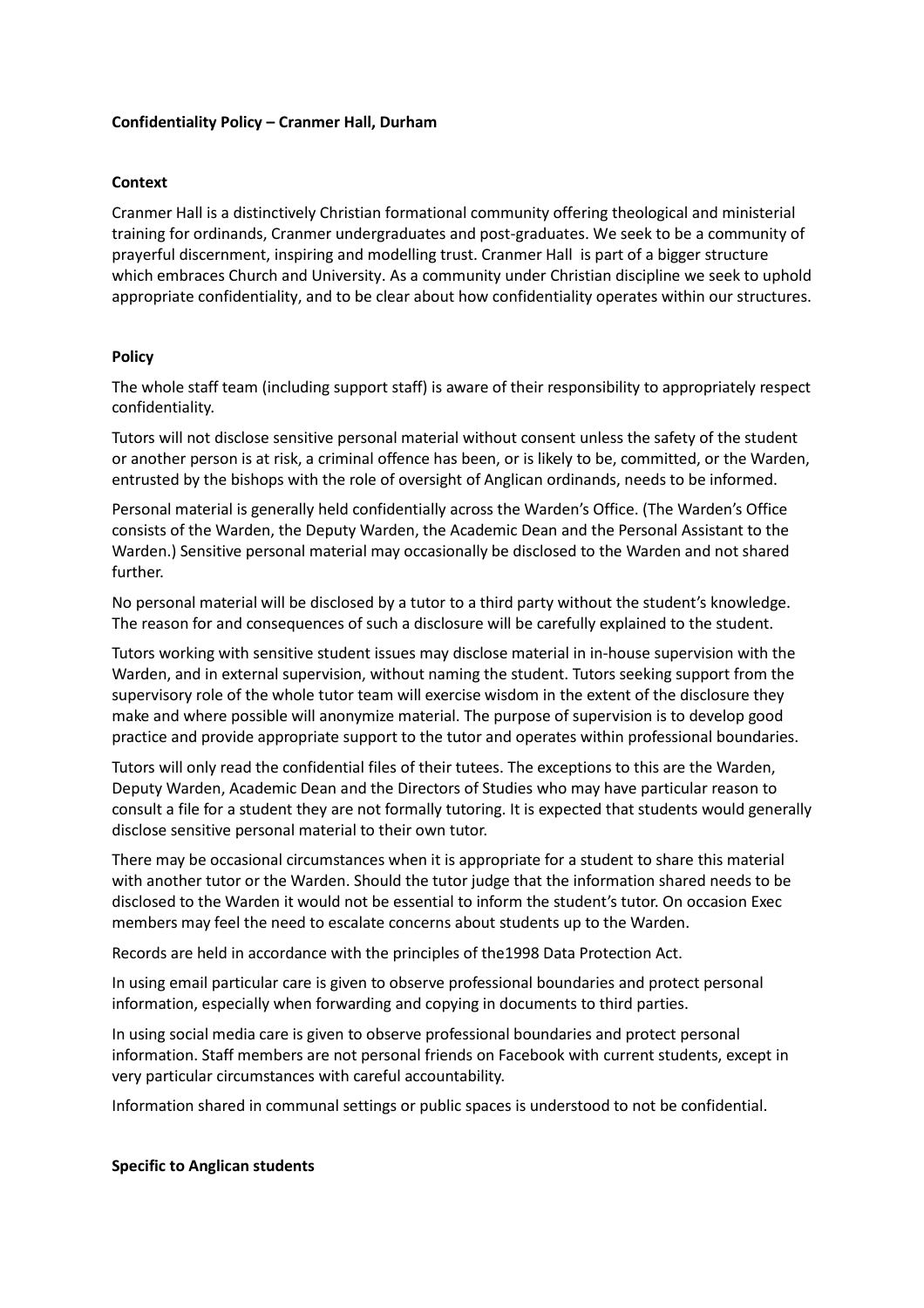**Confidentiality Policy – Cranmer Hall, Durham**

**Context**

Cranmer Hall is a distinctively Christian formational community offering theological and ministerial training for ordinands, Cranmer undergraduates and post-graduates. We seek to be a community of prayerful discernment, inspiring and modelling trust. Cranmer Hall is part of a bigger structure which embraces Church and University. As a community under Christian discipline we seek to uphold appropriate confidentiality, and to be clear about how confidentiality operates within our structures.

**Policy**

The whole staff team (including support staff) is aware of their responsibility to appropriately respect confidentiality.

Tutors will not disclose sensitive personal material without consent unless the safety of the student or another person is at risk, a criminal offence has been, or is likely to be, committed, or the Warden, entrusted by the bishops with the role of oversight of Anglican ordinands, needs to be informed.

Personal material is generally held confidentially across the Warden's Office. (The Warden's Office consists of the Warden, the Deputy Warden, the Academic Dean and the Personal Assistant to the Warden.) Sensitive personal material may occasionally be disclosed to the Warden and not shared further.

No personal material will be disclosed by a tutor to a third party without the student's knowledge. The reason for and consequences of such a disclosure will be carefully explained to the student.

Tutors working with sensitive student issues may disclose material in in-house supervision with the Warden, and in external supervision, without naming the student. Tutors seeking support from the supervisory role of the whole tutor team will exercise wisdom in the extent of the disclosure they make and where possible will anonymize material. The purpose of supervision is to develop good practice and provide appropriate support to the tutor and operates within professional boundaries.

Tutors will only read the confidential files of their tutees. The exceptions to this are the Warden, Deputy Warden, Academic Dean and the Directors of Studies who may have particular reason to consult a file for a student they are not formally tutoring. It is expected that students would generally disclose sensitive personal material to their own tutor.

There may be occasional circumstances when it is appropriate for a student to share this material with another tutor or the Warden. Should the tutor judge that the information shared needs to be disclosed to the Warden it would not be essential to inform the student's tutor. On occasion Exec members may feel the need to escalate concerns about students up to the Warden.

Records are held in accordance with the principles of the1998 Data Protection Act.

In using email particular care is given to observe professional boundaries and protect personal information, especially when forwarding and copying in documents to third parties.

In using social media care is given to observe professional boundaries and protect personal information. Staff members are not personal friends on Facebook with current students, except in very particular circumstances with careful accountability.

Information shared in communal settings or public spaces is understood to not be confidential.

**Specific to Anglican students**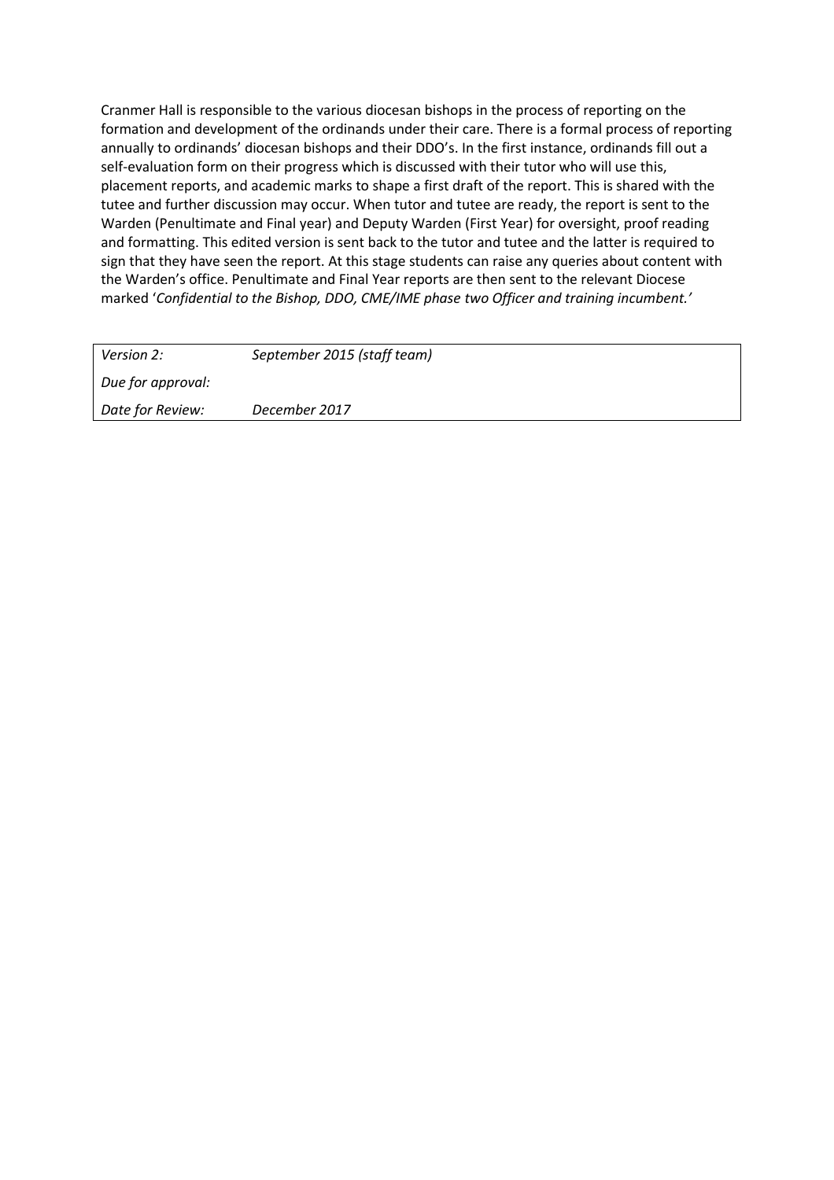Cranmer Hall is responsible to the various diocesan bishops in the process of reporting on the formation and development of the ordinands under their care. There is a formal process of reporting annually to ordinands' diocesan bishops and their DDO's. In the first instance, ordinands fill out a self-evaluation form on their progress which is discussed with their tutor who will use this, placement reports, and academic marks to shape a first draft of the report. This is shared with the tutee and further discussion may occur. When tutor and tutee are ready, the report is sent to the Warden (Penultimate and Final year) and Deputy Warden (First Year) for oversight, proof reading and formatting. This edited version is sent back to the tutor and tutee and the latter is required to sign that they have seen the report. At this stage students can raise any queries about content with the Warden's office. Penultimate and Final Year reports are then sent to the relevant Diocese marked '*Confidential to the Bishop, DDO, CME/IME phase two Officer and training incumbent.*'

| | |
|---|---|
| *Version 2:* | *September 2015 (staff team)* |
| *Due for approval:* | |
| *Date for Review:* | *December 2017* |